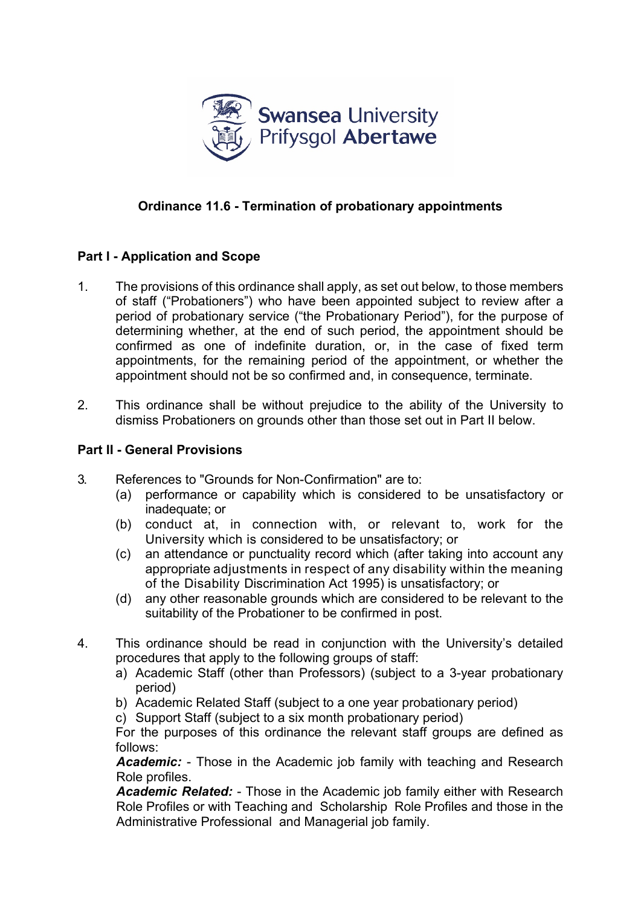# Ordinance 11.6 - Termination of probationary appointments

## Part I - Application and Scope

1. The provisions of this ordinance shall apply, as set out below, to those members of staff ("Probationers") who have been appointed subject to review after a period of probationary service ("the Probationary Period"), for the purpose of determining whether, at the end of such period, the appointment should be confirmed as one of indefinite duration, or, in the case of fixed term appointments, for the remaining period of the appointment, or whether the appointment should not be so confirmed and, in consequence, terminate.

2. This ordinance shall be without prejudice to the ability of the University to dismiss Probationers on grounds other than those set out in Part II below.

## Part II - General Provisions

3. References to "Grounds for Non-Confirmation" are to:
   (a) performance or capability which is considered to be unsatisfactory or inadequate; or
   (b) conduct at, in connection with, or relevant to, work for the University which is considered to be unsatisfactory; or
   (c) an attendance or punctuality record which (after taking into account any appropriate adjustments in respect of any disability within the meaning of the Disability Discrimination Act 1995) is unsatisfactory; or
   (d) any other reasonable grounds which are considered to be relevant to the suitability of the Probationer to be confirmed in post.

4. This ordinance should be read in conjunction with the University's detailed procedures that apply to the following groups of staff:
   a) Academic Staff (other than Professors) (subject to a 3-year probationary period)
   b) Academic Related Staff (subject to a one year probationary period)
   c) Support Staff (subject to a six month probationary period)

   For the purposes of this ordinance the relevant staff groups are defined as follows:

   ***Academic:*** - Those in the Academic job family with teaching and Research Role profiles.

   ***Academic Related:*** - Those in the Academic job family either with Research Role Profiles or with Teaching and Scholarship Role Profiles and those in the Administrative Professional and Managerial job family.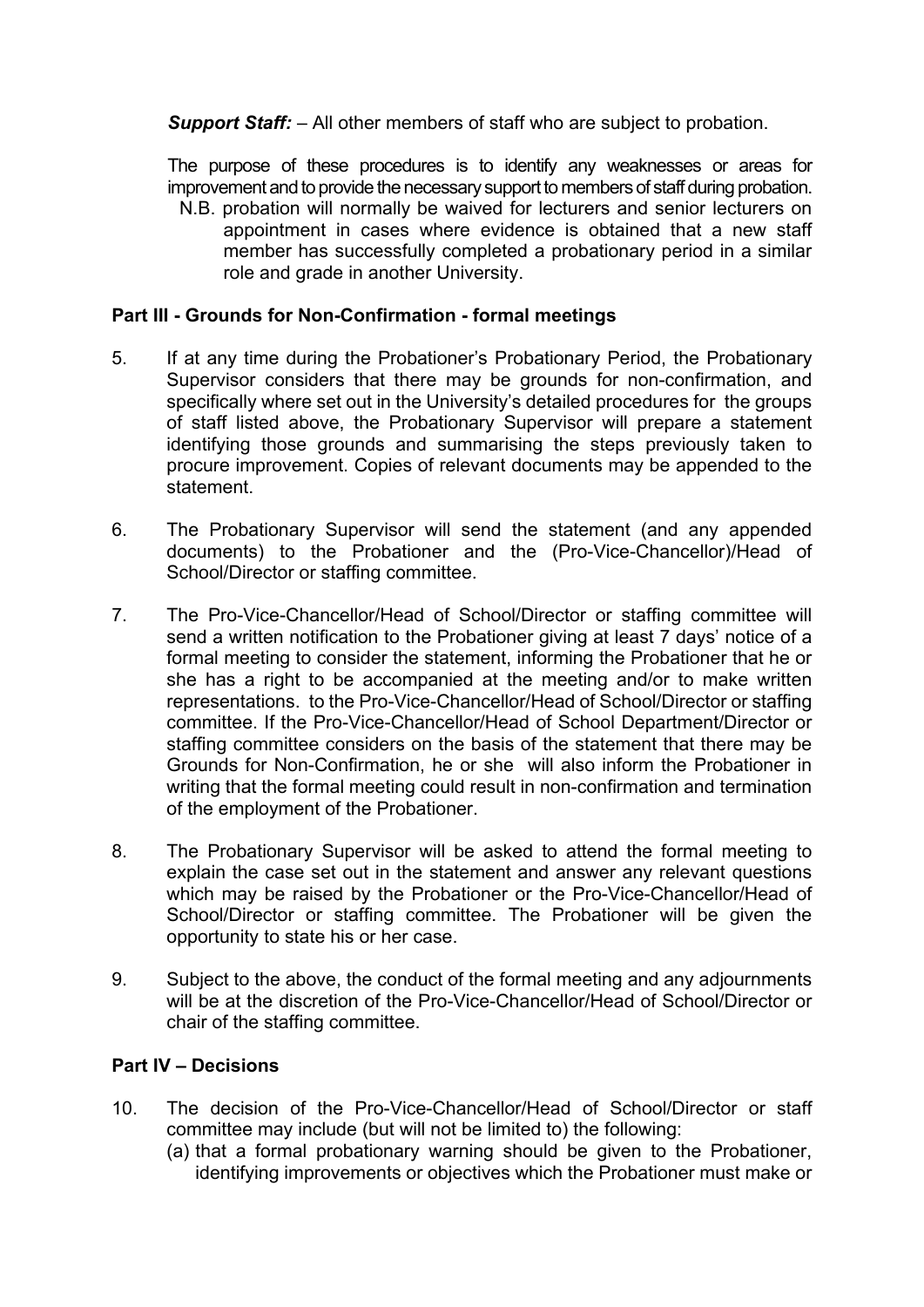***Support Staff:*** – All other members of staff who are subject to probation.

The purpose of these procedures is to identify any weaknesses or areas for improvement and to provide the necessary support to members of staff during probation.

N.B. probation will normally be waived for lecturers and senior lecturers on appointment in cases where evidence is obtained that a new staff member has successfully completed a probationary period in a similar role and grade in another University.

**Part III - Grounds for Non-Confirmation - formal meetings**

5. If at any time during the Probationer's Probationary Period, the Probationary Supervisor considers that there may be grounds for non-confirmation, and specifically where set out in the University's detailed procedures for the groups of staff listed above, the Probationary Supervisor will prepare a statement identifying those grounds and summarising the steps previously taken to procure improvement. Copies of relevant documents may be appended to the statement.

6. The Probationary Supervisor will send the statement (and any appended documents) to the Probationer and the (Pro-Vice-Chancellor)/Head of School/Director or staffing committee.

7. The Pro-Vice-Chancellor/Head of School/Director or staffing committee will send a written notification to the Probationer giving at least 7 days' notice of a formal meeting to consider the statement, informing the Probationer that he or she has a right to be accompanied at the meeting and/or to make written representations. to the Pro-Vice-Chancellor/Head of School/Director or staffing committee. If the Pro-Vice-Chancellor/Head of School Department/Director or staffing committee considers on the basis of the statement that there may be Grounds for Non-Confirmation, he or she will also inform the Probationer in writing that the formal meeting could result in non-confirmation and termination of the employment of the Probationer.

8. The Probationary Supervisor will be asked to attend the formal meeting to explain the case set out in the statement and answer any relevant questions which may be raised by the Probationer or the Pro-Vice-Chancellor/Head of School/Director or staffing committee. The Probationer will be given the opportunity to state his or her case.

9. Subject to the above, the conduct of the formal meeting and any adjournments will be at the discretion of the Pro-Vice-Chancellor/Head of School/Director or chair of the staffing committee.

**Part IV – Decisions**

10. The decision of the Pro-Vice-Chancellor/Head of School/Director or staff committee may include (but will not be limited to) the following:
    (a) that a formal probationary warning should be given to the Probationer, identifying improvements or objectives which the Probationer must make or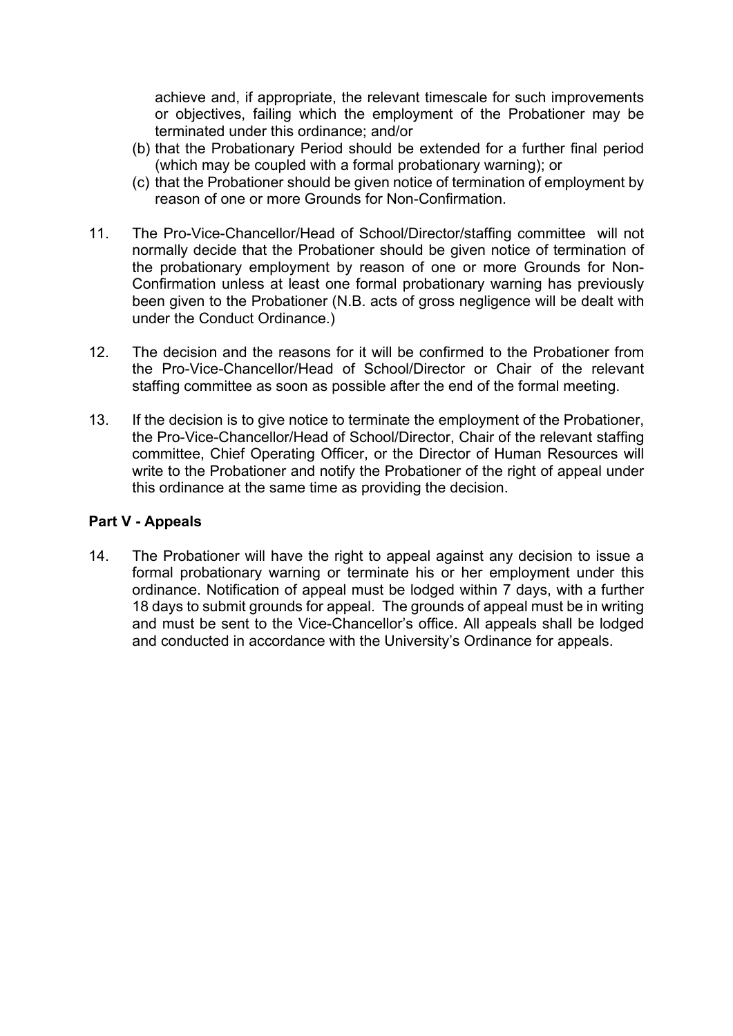achieve and, if appropriate, the relevant timescale for such improvements or objectives, failing which the employment of the Probationer may be terminated under this ordinance; and/or

(b) that the Probationary Period should be extended for a further final period (which may be coupled with a formal probationary warning); or

(c) that the Probationer should be given notice of termination of employment by reason of one or more Grounds for Non-Confirmation.

11. The Pro-Vice-Chancellor/Head of School/Director/staffing committee will not normally decide that the Probationer should be given notice of termination of the probationary employment by reason of one or more Grounds for Non-Confirmation unless at least one formal probationary warning has previously been given to the Probationer (N.B. acts of gross negligence will be dealt with under the Conduct Ordinance.)

12. The decision and the reasons for it will be confirmed to the Probationer from the Pro-Vice-Chancellor/Head of School/Director or Chair of the relevant staffing committee as soon as possible after the end of the formal meeting.

13. If the decision is to give notice to terminate the employment of the Probationer, the Pro-Vice-Chancellor/Head of School/Director, Chair of the relevant staffing committee, Chief Operating Officer, or the Director of Human Resources will write to the Probationer and notify the Probationer of the right of appeal under this ordinance at the same time as providing the decision.

**Part V - Appeals**

14. The Probationer will have the right to appeal against any decision to issue a formal probationary warning or terminate his or her employment under this ordinance. Notification of appeal must be lodged within 7 days, with a further 18 days to submit grounds for appeal. The grounds of appeal must be in writing and must be sent to the Vice-Chancellor's office. All appeals shall be lodged and conducted in accordance with the University's Ordinance for appeals.